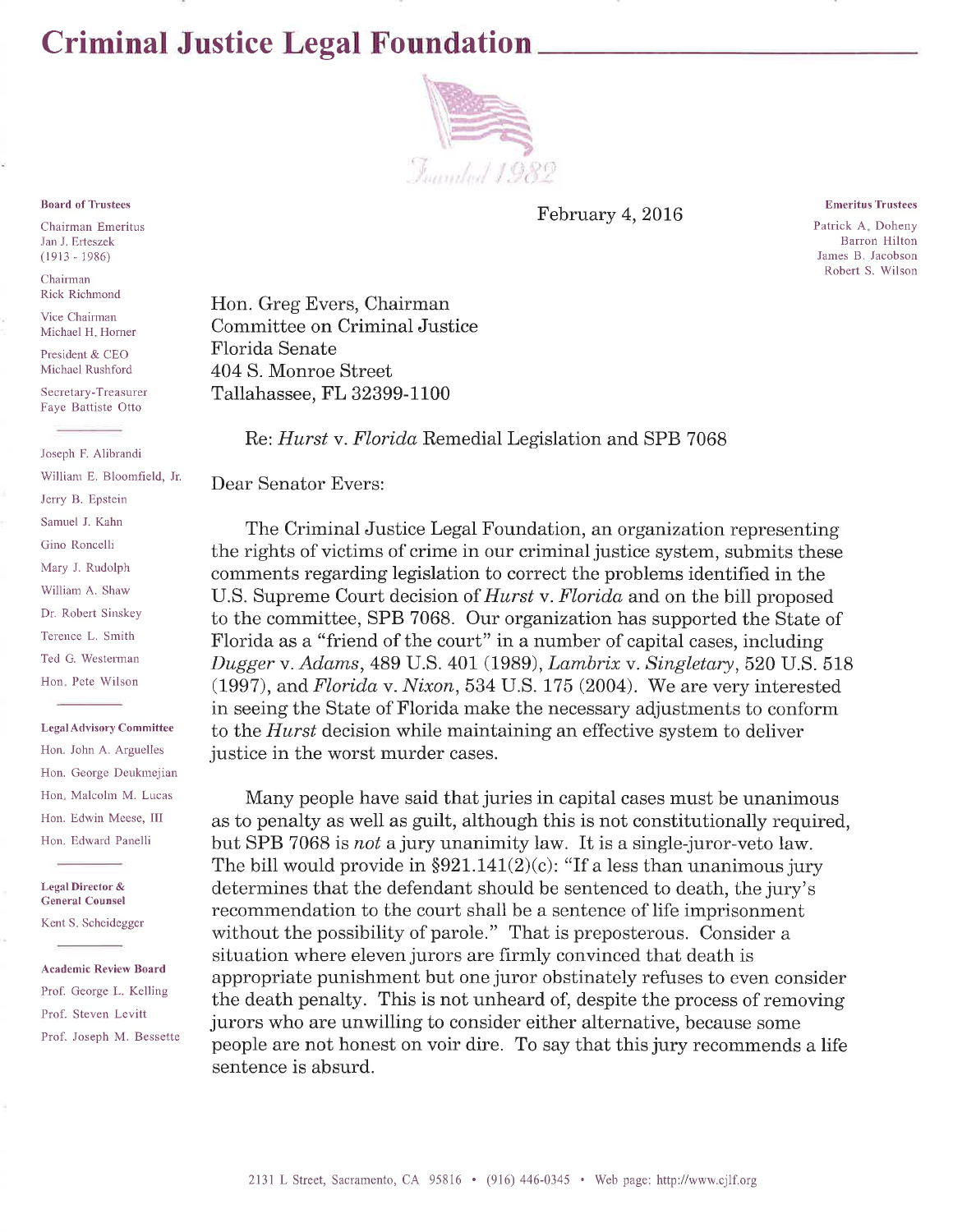# Criminal Justice Legal Foundation

Founded 1982

**Board of Trustees**

Chairman Emeritus
Jan J. Erteszek
(1913 - 1986)

Chairman
Rick Richmond

Vice Chairman
Michael H. Horner

President & CEO
Michael Rushford

Secretary-Treasurer
Faye Battiste Otto

Joseph F. Alibrandi
William E. Bloomfield, Jr.
Jerry B. Epstein
Samuel J. Kahn
Gino Roncelli
Mary J. Rudolph
William A. Shaw
Dr. Robert Sinskey
Terence L. Smith
Ted G. Westerman
Hon. Pete Wilson

**Legal Advisory Committee**

Hon. John A. Arguelles
Hon. George Deukmejian
Hon. Malcolm M. Lucas
Hon. Edwin Meese, III
Hon. Edward Panelli

**Legal Director & General Counsel**

Kent S. Scheidegger

**Academic Review Board**

Prof. George L. Kelling
Prof. Steven Levitt
Prof. Joseph M. Bessette

**Emeritus Trustees**

Patrick A. Doheny
Barron Hilton
James B. Jacobson
Robert S. Wilson

February 4, 2016

Hon. Greg Evers, Chairman
Committee on Criminal Justice
Florida Senate
404 S. Monroe Street
Tallahassee, FL 32399-1100

Re: *Hurst* v. *Florida* Remedial Legislation and SPB 7068

Dear Senator Evers:

The Criminal Justice Legal Foundation, an organization representing the rights of victims of crime in our criminal justice system, submits these comments regarding legislation to correct the problems identified in the U.S. Supreme Court decision of *Hurst* v. *Florida* and on the bill proposed to the committee, SPB 7068. Our organization has supported the State of Florida as a "friend of the court" in a number of capital cases, including *Dugger* v. *Adams*, 489 U.S. 401 (1989), *Lambrix* v. *Singletary*, 520 U.S. 518 (1997), and *Florida* v. *Nixon*, 534 U.S. 175 (2004). We are very interested in seeing the State of Florida make the necessary adjustments to conform to the *Hurst* decision while maintaining an effective system to deliver justice in the worst murder cases.

Many people have said that juries in capital cases must be unanimous as to penalty as well as guilt, although this is not constitutionally required, but SPB 7068 is *not* a jury unanimity law. It is a single-juror-veto law. The bill would provide in §921.141(2)(c): "If a less than unanimous jury determines that the defendant should be sentenced to death, the jury's recommendation to the court shall be a sentence of life imprisonment without the possibility of parole." That is preposterous. Consider a situation where eleven jurors are firmly convinced that death is appropriate punishment but one juror obstinately refuses to even consider the death penalty. This is not unheard of, despite the process of removing jurors who are unwilling to consider either alternative, because some people are not honest on voir dire. To say that this jury recommends a life sentence is absurd.

2131 L Street, Sacramento, CA 95816 • (916) 446-0345 • Web page: http://www.cjlf.org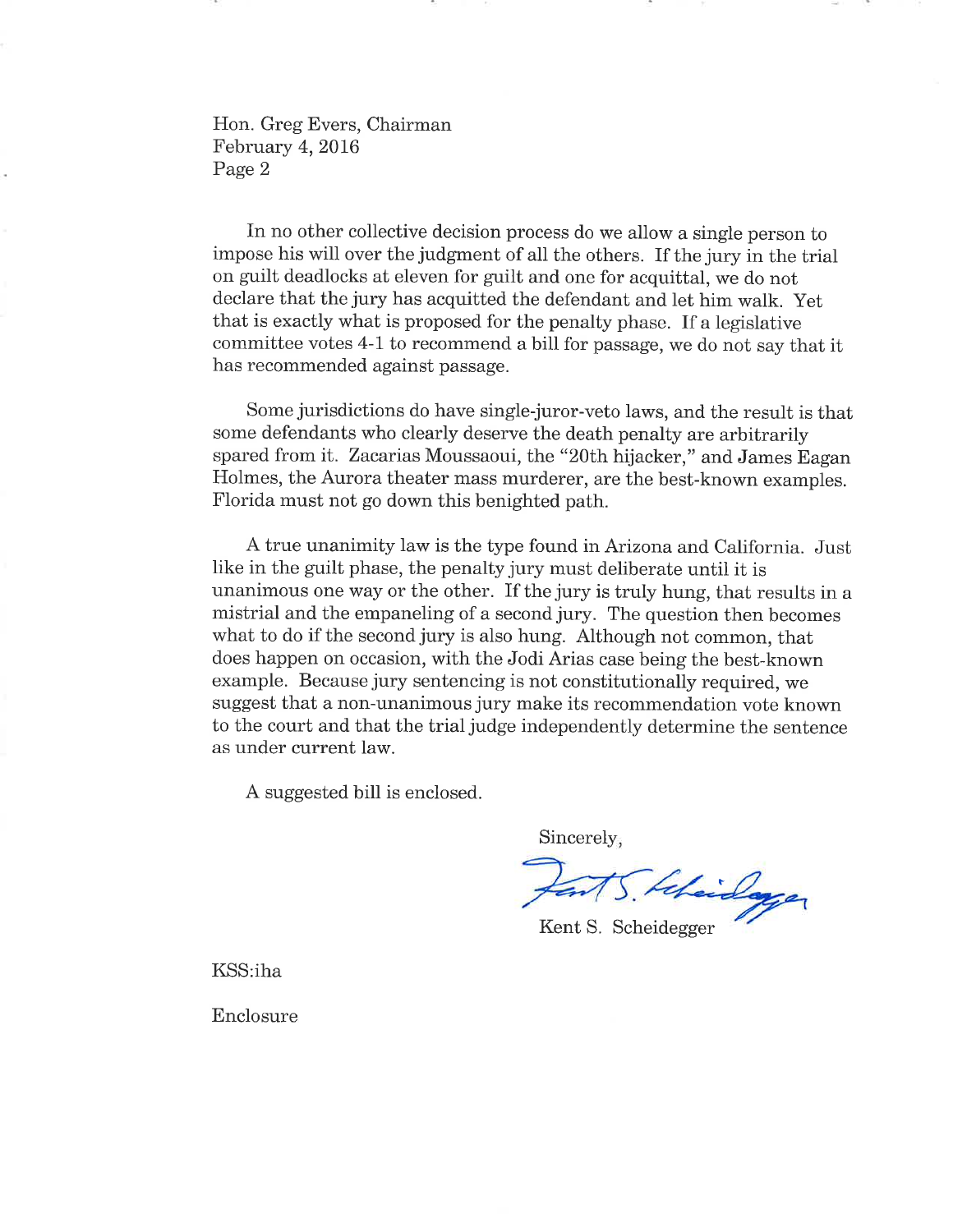Hon. Greg Evers, Chairman
February 4, 2016
Page 2

In no other collective decision process do we allow a single person to impose his will over the judgment of all the others. If the jury in the trial on guilt deadlocks at eleven for guilt and one for acquittal, we do not declare that the jury has acquitted the defendant and let him walk. Yet that is exactly what is proposed for the penalty phase. If a legislative committee votes 4-1 to recommend a bill for passage, we do not say that it has recommended against passage.

Some jurisdictions do have single-juror-veto laws, and the result is that some defendants who clearly deserve the death penalty are arbitrarily spared from it. Zacarias Moussaoui, the "20th hijacker," and James Eagan Holmes, the Aurora theater mass murderer, are the best-known examples. Florida must not go down this benighted path.

A true unanimity law is the type found in Arizona and California. Just like in the guilt phase, the penalty jury must deliberate until it is unanimous one way or the other. If the jury is truly hung, that results in a mistrial and the empaneling of a second jury. The question then becomes what to do if the second jury is also hung. Although not common, that does happen on occasion, with the Jodi Arias case being the best-known example. Because jury sentencing is not constitutionally required, we suggest that a non-unanimous jury make its recommendation vote known to the court and that the trial judge independently determine the sentence as under current law.

A suggested bill is enclosed.

Sincerely,

Kent S. Scheidegger

KSS:iha

Enclosure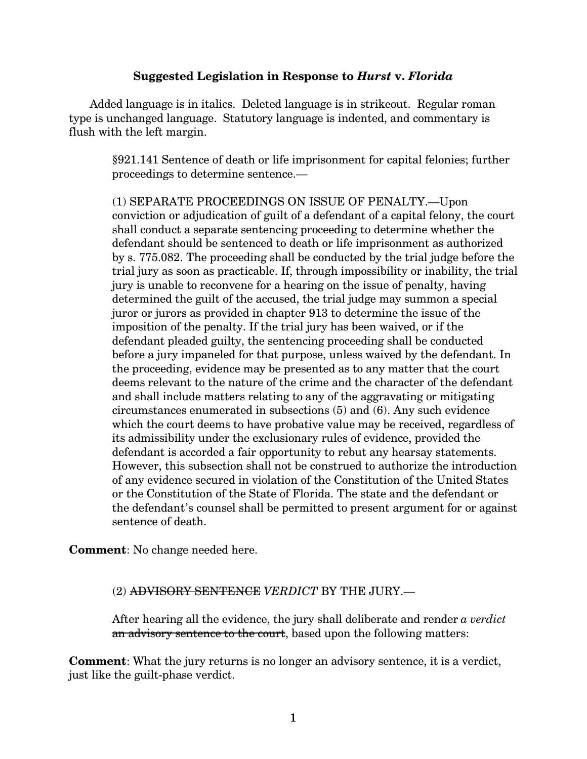## Suggested Legislation in Response to *Hurst* v. *Florida*

Added language is in italics. Deleted language is in strikeout. Regular roman type is unchanged language. Statutory language is indented, and commentary is flush with the left margin.

> §921.141 Sentence of death or life imprisonment for capital felonies; further proceedings to determine sentence.—
>
> (1) SEPARATE PROCEEDINGS ON ISSUE OF PENALTY.—Upon conviction or adjudication of guilt of a defendant of a capital felony, the court shall conduct a separate sentencing proceeding to determine whether the defendant should be sentenced to death or life imprisonment as authorized by s. 775.082. The proceeding shall be conducted by the trial judge before the trial jury as soon as practicable. If, through impossibility or inability, the trial jury is unable to reconvene for a hearing on the issue of penalty, having determined the guilt of the accused, the trial judge may summon a special juror or jurors as provided in chapter 913 to determine the issue of the imposition of the penalty. If the trial jury has been waived, or if the defendant pleaded guilty, the sentencing proceeding shall be conducted before a jury impaneled for that purpose, unless waived by the defendant. In the proceeding, evidence may be presented as to any matter that the court deems relevant to the nature of the crime and the character of the defendant and shall include matters relating to any of the aggravating or mitigating circumstances enumerated in subsections (5) and (6). Any such evidence which the court deems to have probative value may be received, regardless of its admissibility under the exclusionary rules of evidence, provided the defendant is accorded a fair opportunity to rebut any hearsay statements. However, this subsection shall not be construed to authorize the introduction of any evidence secured in violation of the Constitution of the United States or the Constitution of the State of Florida. The state and the defendant or the defendant's counsel shall be permitted to present argument for or against sentence of death.

**Comment**: No change needed here.

> (2) ~~ADVISORY SENTENCE~~ *VERDICT* BY THE JURY.—
>
> After hearing all the evidence, the jury shall deliberate and render *a verdict* ~~an advisory sentence to the court~~, based upon the following matters:

**Comment**: What the jury returns is no longer an advisory sentence, it is a verdict, just like the guilt-phase verdict.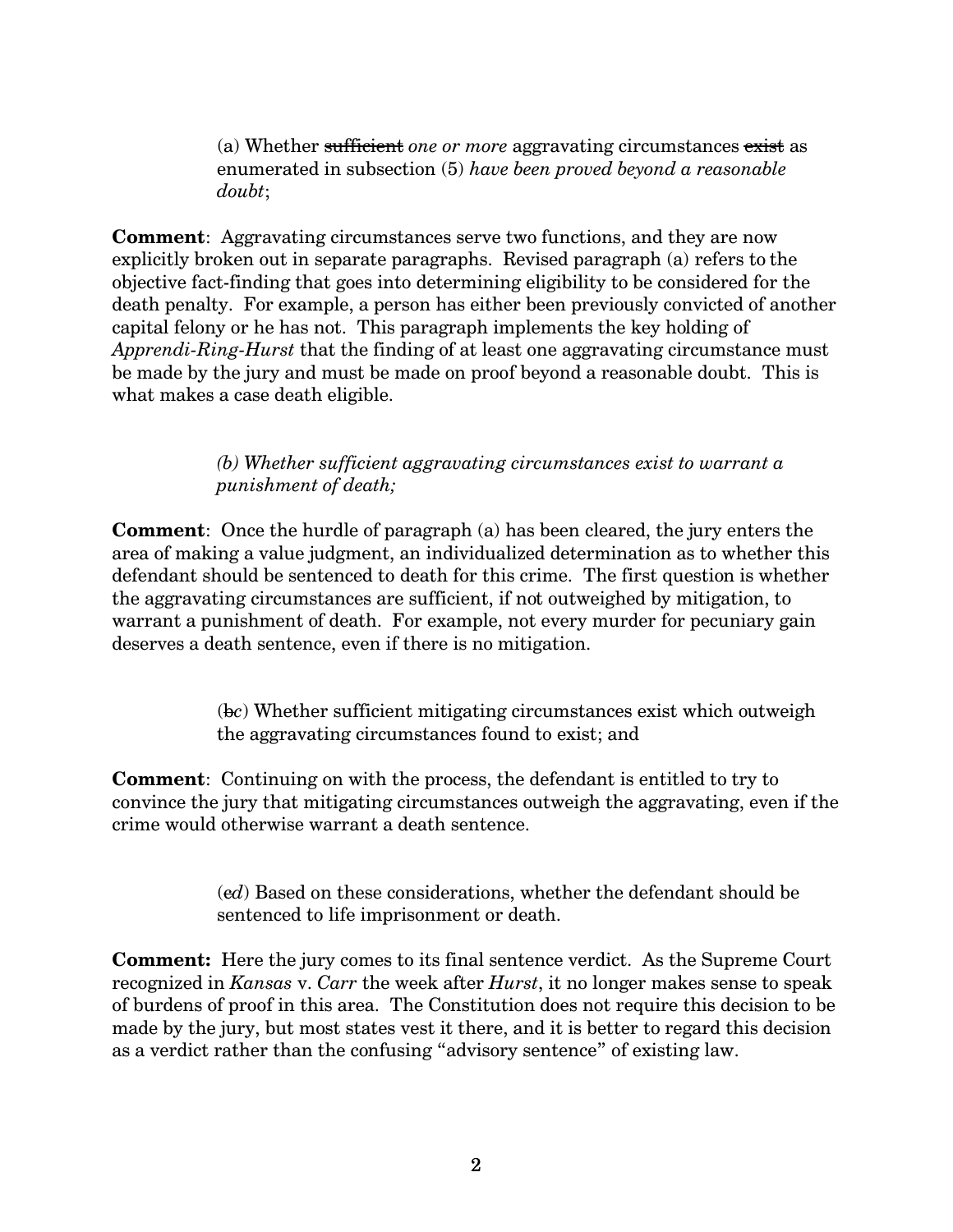(a) Whether ~~sufficient~~ *one or more* aggravating circumstances ~~exist~~ as enumerated in subsection (5) *have been proved beyond a reasonable doubt*;

**Comment**: Aggravating circumstances serve two functions, and they are now explicitly broken out in separate paragraphs. Revised paragraph (a) refers to the objective fact-finding that goes into determining eligibility to be considered for the death penalty. For example, a person has either been previously convicted of another capital felony or he has not. This paragraph implements the key holding of *Apprendi-Ring-Hurst* that the finding of at least one aggravating circumstance must be made by the jury and must be made on proof beyond a reasonable doubt. This is what makes a case death eligible.

*(b) Whether sufficient aggravating circumstances exist to warrant a punishment of death;*

**Comment**: Once the hurdle of paragraph (a) has been cleared, the jury enters the area of making a value judgment, an individualized determination as to whether this defendant should be sentenced to death for this crime. The first question is whether the aggravating circumstances are sufficient, if not outweighed by mitigation, to warrant a punishment of death. For example, not every murder for pecuniary gain deserves a death sentence, even if there is no mitigation.

(~~b~~*c*) Whether sufficient mitigating circumstances exist which outweigh the aggravating circumstances found to exist; and

**Comment**: Continuing on with the process, the defendant is entitled to try to convince the jury that mitigating circumstances outweigh the aggravating, even if the crime would otherwise warrant a death sentence.

(~~c~~*d*) Based on these considerations, whether the defendant should be sentenced to life imprisonment or death.

**Comment:** Here the jury comes to its final sentence verdict. As the Supreme Court recognized in *Kansas* v. *Carr* the week after *Hurst*, it no longer makes sense to speak of burdens of proof in this area. The Constitution does not require this decision to be made by the jury, but most states vest it there, and it is better to regard this decision as a verdict rather than the confusing "advisory sentence" of existing law.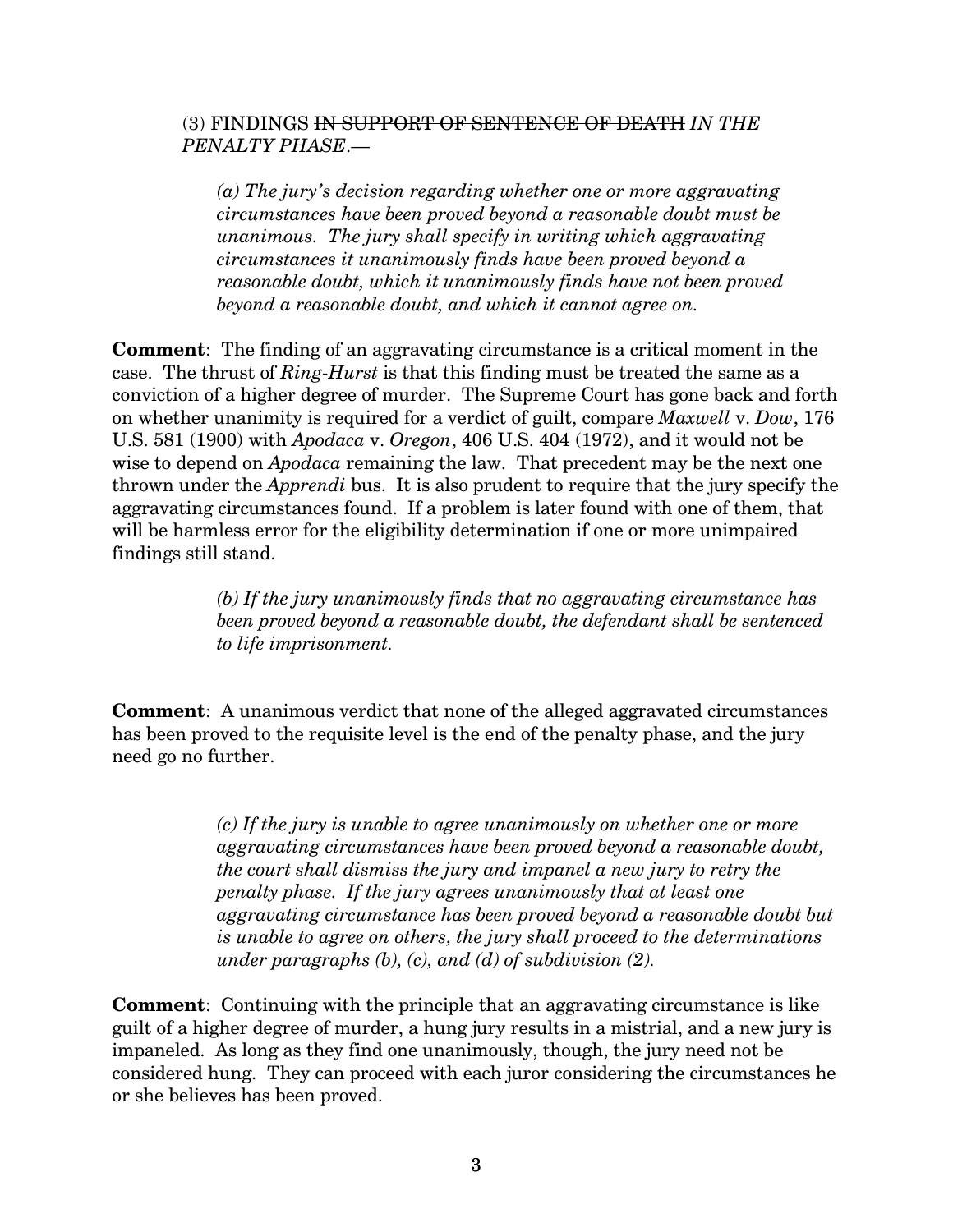(3) FINDINGS ~~IN SUPPORT OF SENTENCE OF DEATH~~ *IN THE PENALTY PHASE*.—

> *(a) The jury's decision regarding whether one or more aggravating circumstances have been proved beyond a reasonable doubt must be unanimous. The jury shall specify in writing which aggravating circumstances it unanimously finds have been proved beyond a reasonable doubt, which it unanimously finds have not been proved beyond a reasonable doubt, and which it cannot agree on.*

**Comment**: The finding of an aggravating circumstance is a critical moment in the case. The thrust of *Ring-Hurst* is that this finding must be treated the same as a conviction of a higher degree of murder. The Supreme Court has gone back and forth on whether unanimity is required for a verdict of guilt, compare *Maxwell* v. *Dow*, 176 U.S. 581 (1900) with *Apodaca* v. *Oregon*, 406 U.S. 404 (1972), and it would not be wise to depend on *Apodaca* remaining the law. That precedent may be the next one thrown under the *Apprendi* bus. It is also prudent to require that the jury specify the aggravating circumstances found. If a problem is later found with one of them, that will be harmless error for the eligibility determination if one or more unimpaired findings still stand.

> *(b) If the jury unanimously finds that no aggravating circumstance has been proved beyond a reasonable doubt, the defendant shall be sentenced to life imprisonment.*

**Comment**: A unanimous verdict that none of the alleged aggravated circumstances has been proved to the requisite level is the end of the penalty phase, and the jury need go no further.

> *(c) If the jury is unable to agree unanimously on whether one or more aggravating circumstances have been proved beyond a reasonable doubt, the court shall dismiss the jury and impanel a new jury to retry the penalty phase. If the jury agrees unanimously that at least one aggravating circumstance has been proved beyond a reasonable doubt but is unable to agree on others, the jury shall proceed to the determinations under paragraphs (b), (c), and (d) of subdivision (2).*

**Comment**: Continuing with the principle that an aggravating circumstance is like guilt of a higher degree of murder, a hung jury results in a mistrial, and a new jury is impaneled. As long as they find one unanimously, though, the jury need not be considered hung. They can proceed with each juror considering the circumstances he or she believes has been proved.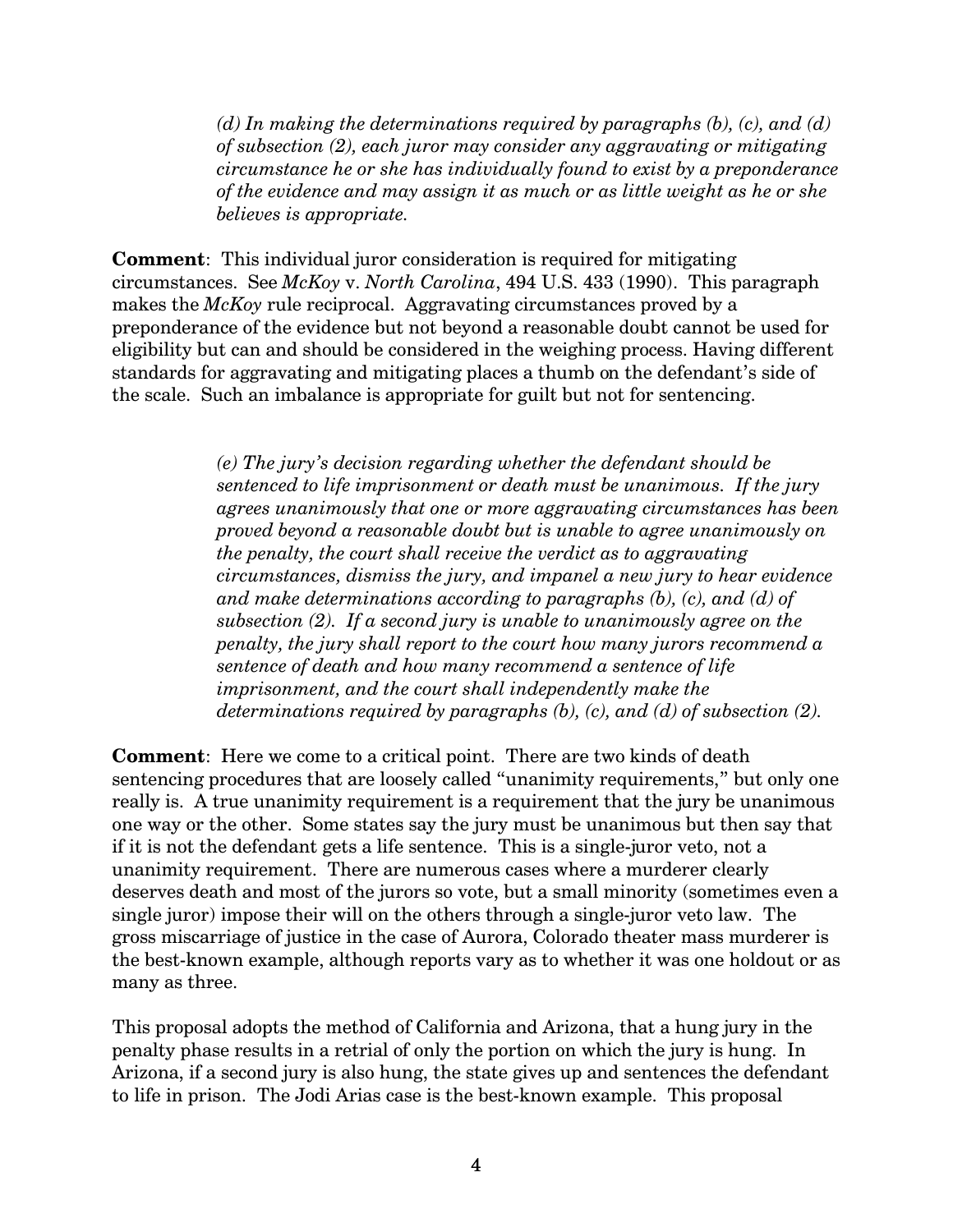*(d) In making the determinations required by paragraphs (b), (c), and (d) of subsection (2), each juror may consider any aggravating or mitigating circumstance he or she has individually found to exist by a preponderance of the evidence and may assign it as much or as little weight as he or she believes is appropriate.*

**Comment**: This individual juror consideration is required for mitigating circumstances. See *McKoy* v. *North Carolina*, 494 U.S. 433 (1990). This paragraph makes the *McKoy* rule reciprocal. Aggravating circumstances proved by a preponderance of the evidence but not beyond a reasonable doubt cannot be used for eligibility but can and should be considered in the weighing process. Having different standards for aggravating and mitigating places a thumb on the defendant's side of the scale. Such an imbalance is appropriate for guilt but not for sentencing.

*(e) The jury's decision regarding whether the defendant should be sentenced to life imprisonment or death must be unanimous. If the jury agrees unanimously that one or more aggravating circumstances has been proved beyond a reasonable doubt but is unable to agree unanimously on the penalty, the court shall receive the verdict as to aggravating circumstances, dismiss the jury, and impanel a new jury to hear evidence and make determinations according to paragraphs (b), (c), and (d) of subsection (2). If a second jury is unable to unanimously agree on the penalty, the jury shall report to the court how many jurors recommend a sentence of death and how many recommend a sentence of life imprisonment, and the court shall independently make the determinations required by paragraphs (b), (c), and (d) of subsection (2).*

**Comment**: Here we come to a critical point. There are two kinds of death sentencing procedures that are loosely called "unanimity requirements," but only one really is. A true unanimity requirement is a requirement that the jury be unanimous one way or the other. Some states say the jury must be unanimous but then say that if it is not the defendant gets a life sentence. This is a single-juror veto, not a unanimity requirement. There are numerous cases where a murderer clearly deserves death and most of the jurors so vote, but a small minority (sometimes even a single juror) impose their will on the others through a single-juror veto law. The gross miscarriage of justice in the case of Aurora, Colorado theater mass murderer is the best-known example, although reports vary as to whether it was one holdout or as many as three.

This proposal adopts the method of California and Arizona, that a hung jury in the penalty phase results in a retrial of only the portion on which the jury is hung. In Arizona, if a second jury is also hung, the state gives up and sentences the defendant to life in prison. The Jodi Arias case is the best-known example. This proposal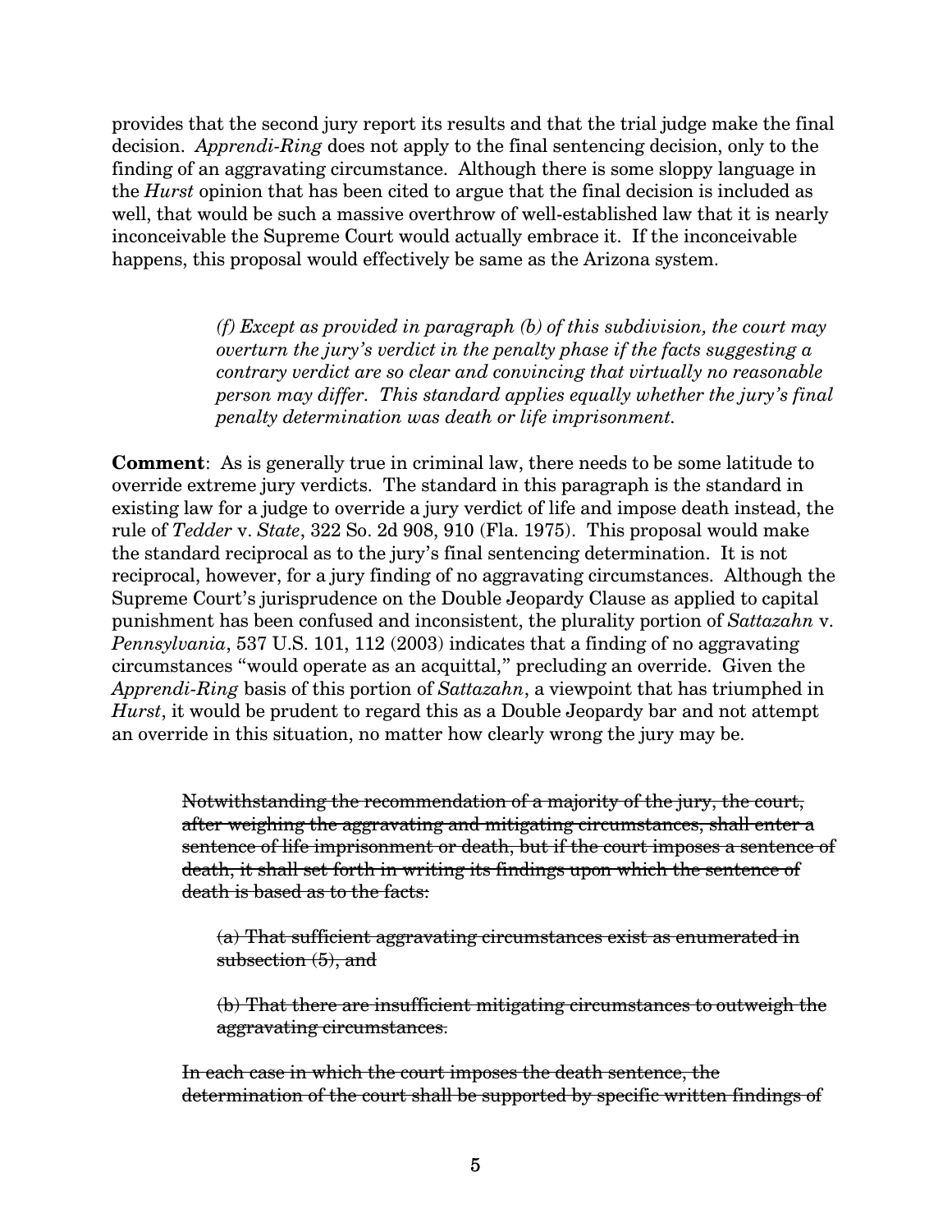provides that the second jury report its results and that the trial judge make the final decision. *Apprendi-Ring* does not apply to the final sentencing decision, only to the finding of an aggravating circumstance. Although there is some sloppy language in the *Hurst* opinion that has been cited to argue that the final decision is included as well, that would be such a massive overthrow of well-established law that it is nearly inconceivable the Supreme Court would actually embrace it. If the inconceivable happens, this proposal would effectively be same as the Arizona system.

> *(f) Except as provided in paragraph (b) of this subdivision, the court may overturn the jury's verdict in the penalty phase if the facts suggesting a contrary verdict are so clear and convincing that virtually no reasonable person may differ. This standard applies equally whether the jury's final penalty determination was death or life imprisonment.*

**Comment**: As is generally true in criminal law, there needs to be some latitude to override extreme jury verdicts. The standard in this paragraph is the standard in existing law for a judge to override a jury verdict of life and impose death instead, the rule of *Tedder* v. *State*, 322 So. 2d 908, 910 (Fla. 1975). This proposal would make the standard reciprocal as to the jury's final sentencing determination. It is not reciprocal, however, for a jury finding of no aggravating circumstances. Although the Supreme Court's jurisprudence on the Double Jeopardy Clause as applied to capital punishment has been confused and inconsistent, the plurality portion of *Sattazahn* v. *Pennsylvania*, 537 U.S. 101, 112 (2003) indicates that a finding of no aggravating circumstances "would operate as an acquittal," precluding an override. Given the *Apprendi-Ring* basis of this portion of *Sattazahn*, a viewpoint that has triumphed in *Hurst*, it would be prudent to regard this as a Double Jeopardy bar and not attempt an override in this situation, no matter how clearly wrong the jury may be.

> ~~Notwithstanding the recommendation of a majority of the jury, the court, after weighing the aggravating and mitigating circumstances, shall enter a sentence of life imprisonment or death, but if the court imposes a sentence of death, it shall set forth in writing its findings upon which the sentence of death is based as to the facts:~~
>
> ~~(a) That sufficient aggravating circumstances exist as enumerated in subsection (5), and~~
>
> ~~(b) That there are insufficient mitigating circumstances to outweigh the aggravating circumstances.~~
>
> ~~In each case in which the court imposes the death sentence, the determination of the court shall be supported by specific written findings of~~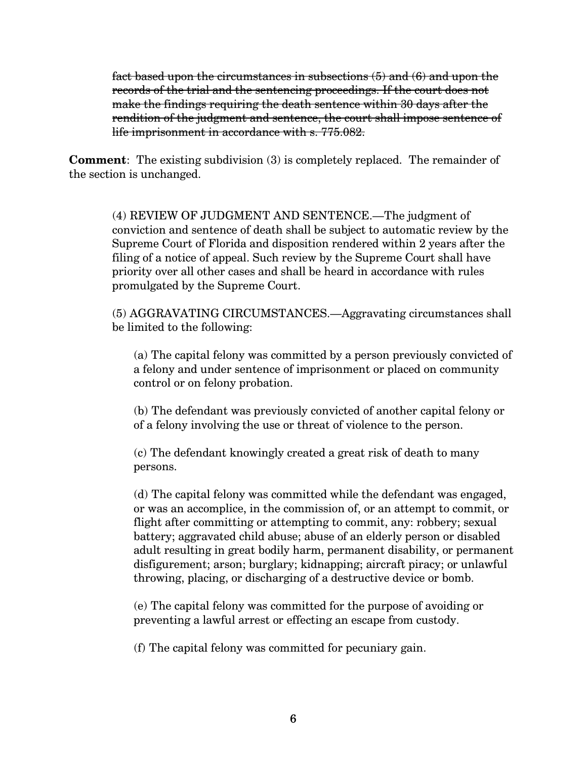~~fact based upon the circumstances in subsections (5) and (6) and upon the records of the trial and the sentencing proceedings. If the court does not make the findings requiring the death sentence within 30 days after the rendition of the judgment and sentence, the court shall impose sentence of life imprisonment in accordance with s. 775.082.~~

**Comment**: The existing subdivision (3) is completely replaced. The remainder of the section is unchanged.

> (4) REVIEW OF JUDGMENT AND SENTENCE.—The judgment of conviction and sentence of death shall be subject to automatic review by the Supreme Court of Florida and disposition rendered within 2 years after the filing of a notice of appeal. Such review by the Supreme Court shall have priority over all other cases and shall be heard in accordance with rules promulgated by the Supreme Court.
>
> (5) AGGRAVATING CIRCUMSTANCES.—Aggravating circumstances shall be limited to the following:
>
> > (a) The capital felony was committed by a person previously convicted of a felony and under sentence of imprisonment or placed on community control or on felony probation.
> >
> > (b) The defendant was previously convicted of another capital felony or of a felony involving the use or threat of violence to the person.
> >
> > (c) The defendant knowingly created a great risk of death to many persons.
> >
> > (d) The capital felony was committed while the defendant was engaged, or was an accomplice, in the commission of, or an attempt to commit, or flight after committing or attempting to commit, any: robbery; sexual battery; aggravated child abuse; abuse of an elderly person or disabled adult resulting in great bodily harm, permanent disability, or permanent disfigurement; arson; burglary; kidnapping; aircraft piracy; or unlawful throwing, placing, or discharging of a destructive device or bomb.
> >
> > (e) The capital felony was committed for the purpose of avoiding or preventing a lawful arrest or effecting an escape from custody.
> >
> > (f) The capital felony was committed for pecuniary gain.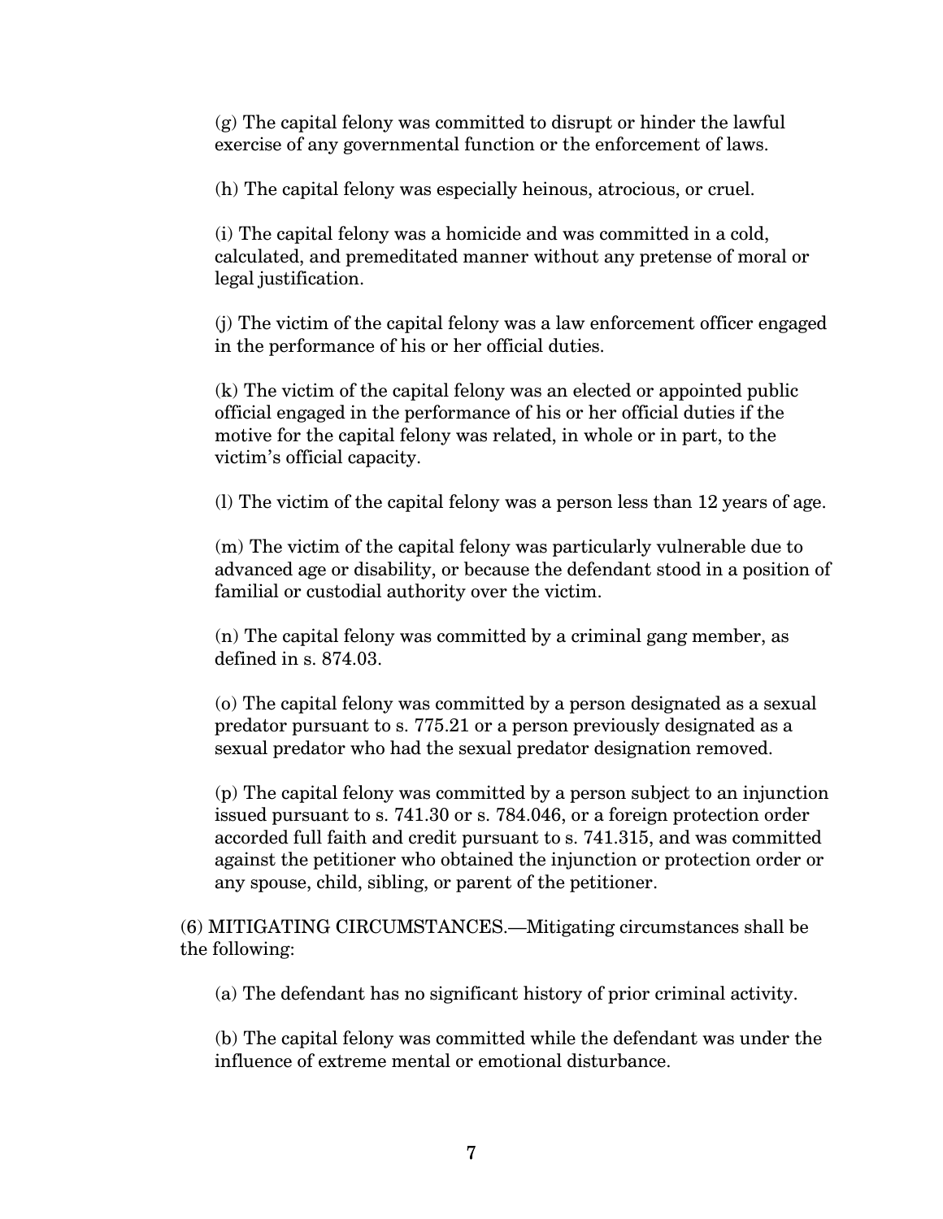(g) The capital felony was committed to disrupt or hinder the lawful exercise of any governmental function or the enforcement of laws.

(h) The capital felony was especially heinous, atrocious, or cruel.

(i) The capital felony was a homicide and was committed in a cold, calculated, and premeditated manner without any pretense of moral or legal justification.

(j) The victim of the capital felony was a law enforcement officer engaged in the performance of his or her official duties.

(k) The victim of the capital felony was an elected or appointed public official engaged in the performance of his or her official duties if the motive for the capital felony was related, in whole or in part, to the victim's official capacity.

(l) The victim of the capital felony was a person less than 12 years of age.

(m) The victim of the capital felony was particularly vulnerable due to advanced age or disability, or because the defendant stood in a position of familial or custodial authority over the victim.

(n) The capital felony was committed by a criminal gang member, as defined in s. 874.03.

(o) The capital felony was committed by a person designated as a sexual predator pursuant to s. 775.21 or a person previously designated as a sexual predator who had the sexual predator designation removed.

(p) The capital felony was committed by a person subject to an injunction issued pursuant to s. 741.30 or s. 784.046, or a foreign protection order accorded full faith and credit pursuant to s. 741.315, and was committed against the petitioner who obtained the injunction or protection order or any spouse, child, sibling, or parent of the petitioner.

(6) MITIGATING CIRCUMSTANCES.—Mitigating circumstances shall be the following:

(a) The defendant has no significant history of prior criminal activity.

(b) The capital felony was committed while the defendant was under the influence of extreme mental or emotional disturbance.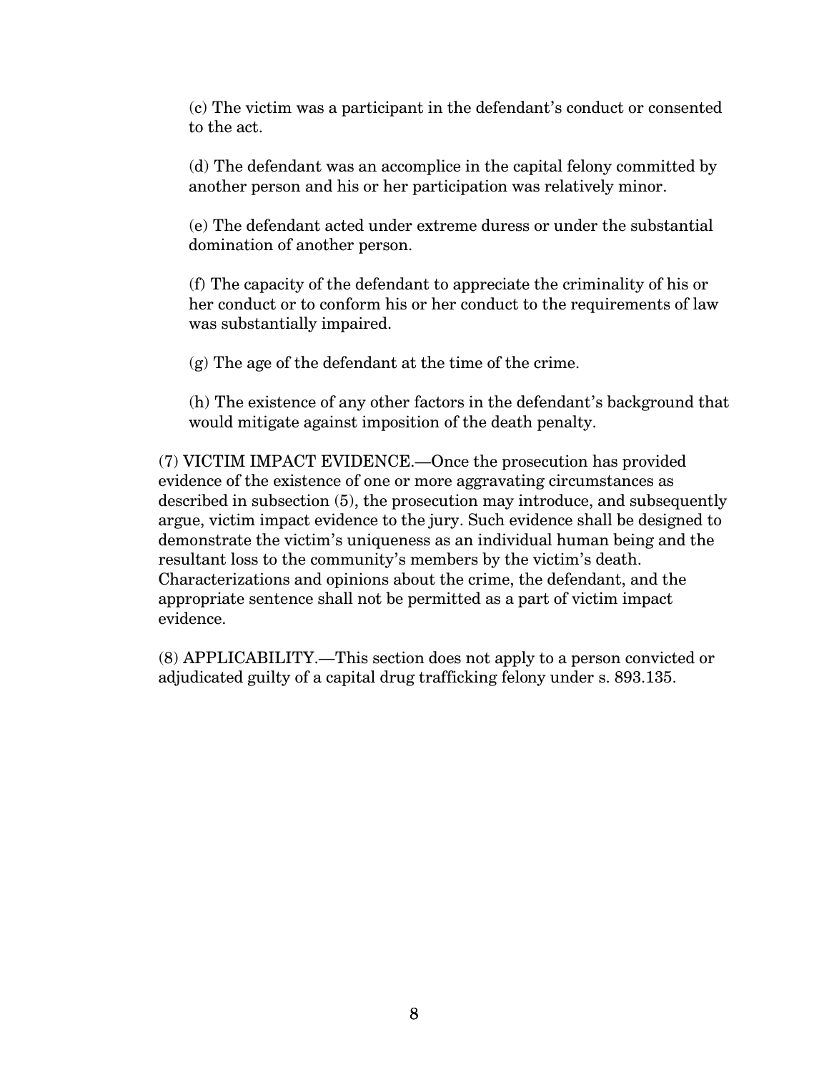(c) The victim was a participant in the defendant's conduct or consented to the act.

(d) The defendant was an accomplice in the capital felony committed by another person and his or her participation was relatively minor.

(e) The defendant acted under extreme duress or under the substantial domination of another person.

(f) The capacity of the defendant to appreciate the criminality of his or her conduct or to conform his or her conduct to the requirements of law was substantially impaired.

(g) The age of the defendant at the time of the crime.

(h) The existence of any other factors in the defendant's background that would mitigate against imposition of the death penalty.

(7) VICTIM IMPACT EVIDENCE.—Once the prosecution has provided evidence of the existence of one or more aggravating circumstances as described in subsection (5), the prosecution may introduce, and subsequently argue, victim impact evidence to the jury. Such evidence shall be designed to demonstrate the victim's uniqueness as an individual human being and the resultant loss to the community's members by the victim's death. Characterizations and opinions about the crime, the defendant, and the appropriate sentence shall not be permitted as a part of victim impact evidence.

(8) APPLICABILITY.—This section does not apply to a person convicted or adjudicated guilty of a capital drug trafficking felony under s. 893.135.